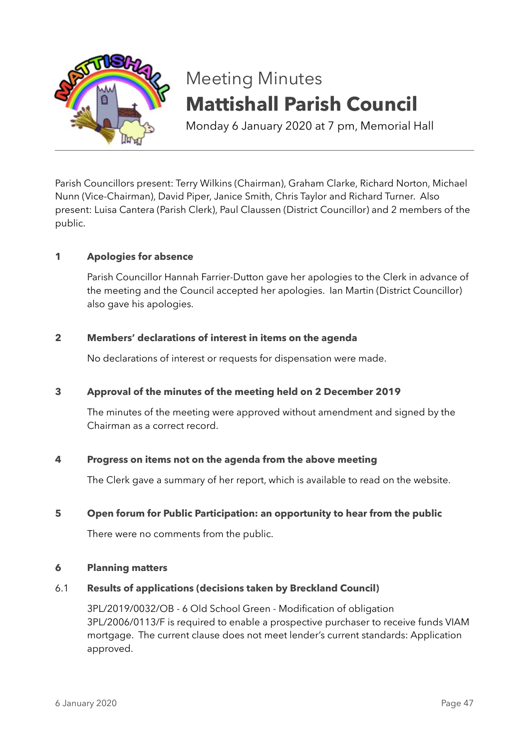# Meeting Minutes

# Mattishall Parish Council

Monday 6 January 2020 at 7 pm, Memorial Hall

Parish Councillors present: Terry Wilkins (Chairman), Graham Clarke, Richard Norton, Michael Nunn (Vice-Chairman), David Piper, Janice Smith, Chris Taylor and Richard Turner. Also present: Luisa Cantera (Parish Clerk), Paul Claussen (District Councillor) and 2 members of the public.

**1 Apologies for absence**

Parish Councillor Hannah Farrier-Dutton gave her apologies to the Clerk in advance of the meeting and the Council accepted her apologies. Ian Martin (District Councillor) also gave his apologies.

**2 Members' declarations of interest in items on the agenda**

No declarations of interest or requests for dispensation were made.

**3 Approval of the minutes of the meeting held on 2 December 2019**

The minutes of the meeting were approved without amendment and signed by the Chairman as a correct record.

**4 Progress on items not on the agenda from the above meeting**

The Clerk gave a summary of her report, which is available to read on the website.

**5 Open forum for Public Participation: an opportunity to hear from the public**

There were no comments from the public.

**6 Planning matters**

6.1 **Results of applications (decisions taken by Breckland Council)**

3PL/2019/0032/OB - 6 Old School Green - Modification of obligation 3PL/2006/0113/F is required to enable a prospective purchaser to receive funds VIAM mortgage. The current clause does not meet lender's current standards: Application approved.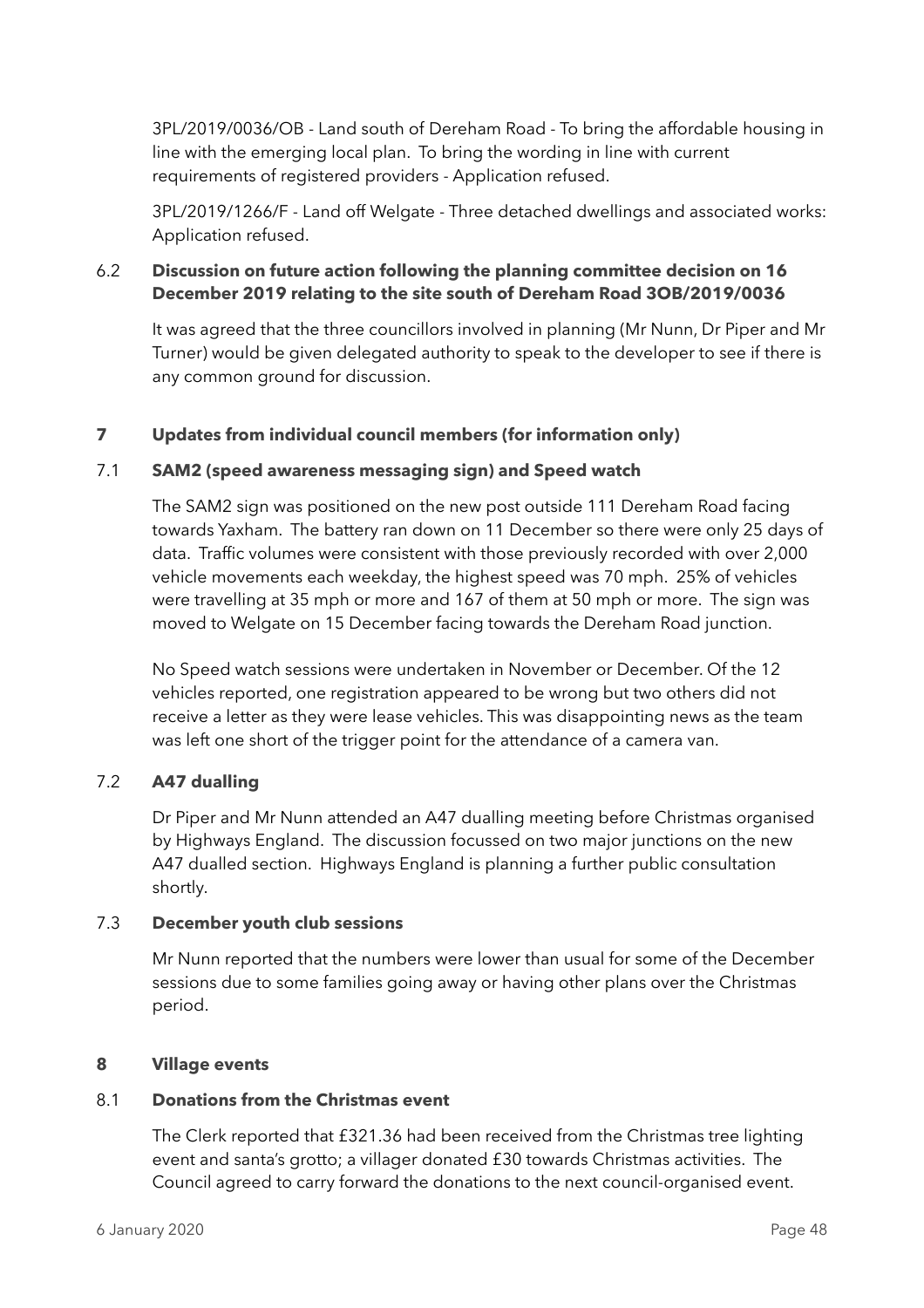3PL/2019/0036/OB - Land south of Dereham Road - To bring the affordable housing in line with the emerging local plan. To bring the wording in line with current requirements of registered providers - Application refused.

3PL/2019/1266/F - Land off Welgate - Three detached dwellings and associated works: Application refused.

### 6.2 Discussion on future action following the planning committee decision on 16 December 2019 relating to the site south of Dereham Road 3OB/2019/0036

It was agreed that the three councillors involved in planning (Mr Nunn, Dr Piper and Mr Turner) would be given delegated authority to speak to the developer to see if there is any common ground for discussion.

## 7 Updates from individual council members (for information only)

### 7.1 SAM2 (speed awareness messaging sign) and Speed watch

The SAM2 sign was positioned on the new post outside 111 Dereham Road facing towards Yaxham. The battery ran down on 11 December so there were only 25 days of data. Traffic volumes were consistent with those previously recorded with over 2,000 vehicle movements each weekday, the highest speed was 70 mph. 25% of vehicles were travelling at 35 mph or more and 167 of them at 50 mph or more. The sign was moved to Welgate on 15 December facing towards the Dereham Road junction.

No Speed watch sessions were undertaken in November or December. Of the 12 vehicles reported, one registration appeared to be wrong but two others did not receive a letter as they were lease vehicles. This was disappointing news as the team was left one short of the trigger point for the attendance of a camera van.

### 7.2 A47 dualling

Dr Piper and Mr Nunn attended an A47 dualling meeting before Christmas organised by Highways England. The discussion focussed on two major junctions on the new A47 dualled section. Highways England is planning a further public consultation shortly.

### 7.3 December youth club sessions

Mr Nunn reported that the numbers were lower than usual for some of the December sessions due to some families going away or having other plans over the Christmas period.

## 8 Village events

### 8.1 Donations from the Christmas event

The Clerk reported that £321.36 had been received from the Christmas tree lighting event and santa's grotto; a villager donated £30 towards Christmas activities. The Council agreed to carry forward the donations to the next council-organised event.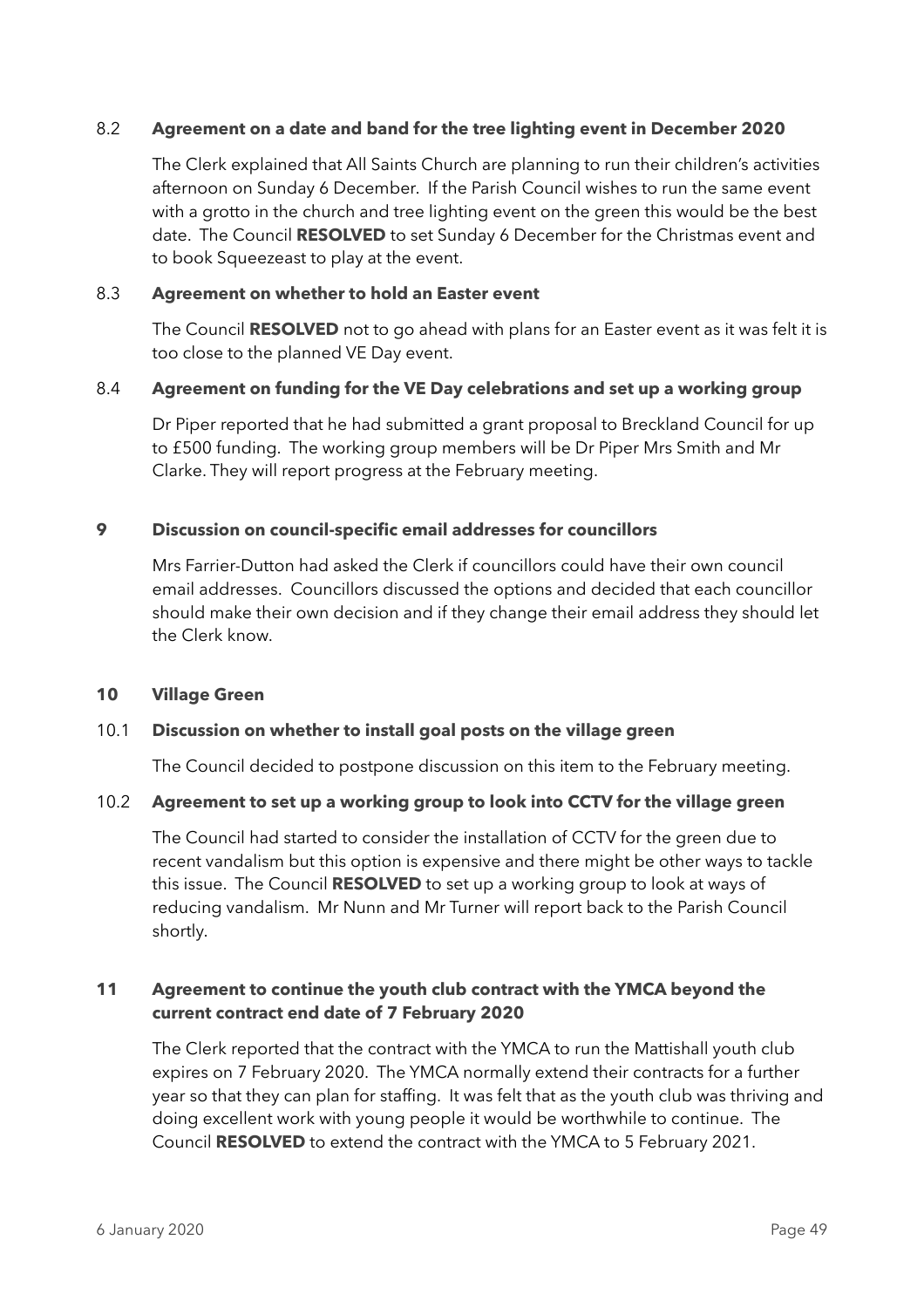### 8.2 Agreement on a date and band for the tree lighting event in December 2020

The Clerk explained that All Saints Church are planning to run their children's activities afternoon on Sunday 6 December. If the Parish Council wishes to run the same event with a grotto in the church and tree lighting event on the green this would be the best date. The Council **RESOLVED** to set Sunday 6 December for the Christmas event and to book Squeezeast to play at the event.

### 8.3 Agreement on whether to hold an Easter event

The Council **RESOLVED** not to go ahead with plans for an Easter event as it was felt it is too close to the planned VE Day event.

### 8.4 Agreement on funding for the VE Day celebrations and set up a working group

Dr Piper reported that he had submitted a grant proposal to Breckland Council for up to £500 funding. The working group members will be Dr Piper Mrs Smith and Mr Clarke. They will report progress at the February meeting.

## 9 Discussion on council-specific email addresses for councillors

Mrs Farrier-Dutton had asked the Clerk if councillors could have their own council email addresses. Councillors discussed the options and decided that each councillor should make their own decision and if they change their email address they should let the Clerk know.

## 10 Village Green

### 10.1 Discussion on whether to install goal posts on the village green

The Council decided to postpone discussion on this item to the February meeting.

### 10.2 Agreement to set up a working group to look into CCTV for the village green

The Council had started to consider the installation of CCTV for the green due to recent vandalism but this option is expensive and there might be other ways to tackle this issue. The Council **RESOLVED** to set up a working group to look at ways of reducing vandalism. Mr Nunn and Mr Turner will report back to the Parish Council shortly.

## 11 Agreement to continue the youth club contract with the YMCA beyond the current contract end date of 7 February 2020

The Clerk reported that the contract with the YMCA to run the Mattishall youth club expires on 7 February 2020. The YMCA normally extend their contracts for a further year so that they can plan for staffing. It was felt that as the youth club was thriving and doing excellent work with young people it would be worthwhile to continue. The Council **RESOLVED** to extend the contract with the YMCA to 5 February 2021.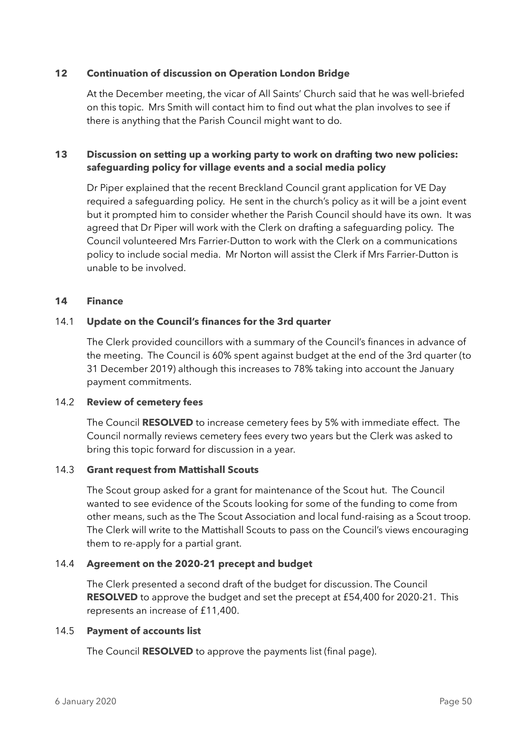## 12 Continuation of discussion on Operation London Bridge

At the December meeting, the vicar of All Saints' Church said that he was well-briefed on this topic. Mrs Smith will contact him to find out what the plan involves to see if there is anything that the Parish Council might want to do.

## 13 Discussion on setting up a working party to work on drafting two new policies: safeguarding policy for village events and a social media policy

Dr Piper explained that the recent Breckland Council grant application for VE Day required a safeguarding policy. He sent in the church's policy as it will be a joint event but it prompted him to consider whether the Parish Council should have its own. It was agreed that Dr Piper will work with the Clerk on drafting a safeguarding policy. The Council volunteered Mrs Farrier-Dutton to work with the Clerk on a communications policy to include social media. Mr Norton will assist the Clerk if Mrs Farrier-Dutton is unable to be involved.

## 14 Finance

### 14.1 Update on the Council's finances for the 3rd quarter

The Clerk provided councillors with a summary of the Council's finances in advance of the meeting. The Council is 60% spent against budget at the end of the 3rd quarter (to 31 December 2019) although this increases to 78% taking into account the January payment commitments.

### 14.2 Review of cemetery fees

The Council **RESOLVED** to increase cemetery fees by 5% with immediate effect. The Council normally reviews cemetery fees every two years but the Clerk was asked to bring this topic forward for discussion in a year.

### 14.3 Grant request from Mattishall Scouts

The Scout group asked for a grant for maintenance of the Scout hut. The Council wanted to see evidence of the Scouts looking for some of the funding to come from other means, such as the The Scout Association and local fund-raising as a Scout troop. The Clerk will write to the Mattishall Scouts to pass on the Council's views encouraging them to re-apply for a partial grant.

### 14.4 Agreement on the 2020-21 precept and budget

The Clerk presented a second draft of the budget for discussion. The Council **RESOLVED** to approve the budget and set the precept at £54,400 for 2020-21. This represents an increase of £11,400.

### 14.5 Payment of accounts list

The Council **RESOLVED** to approve the payments list (final page).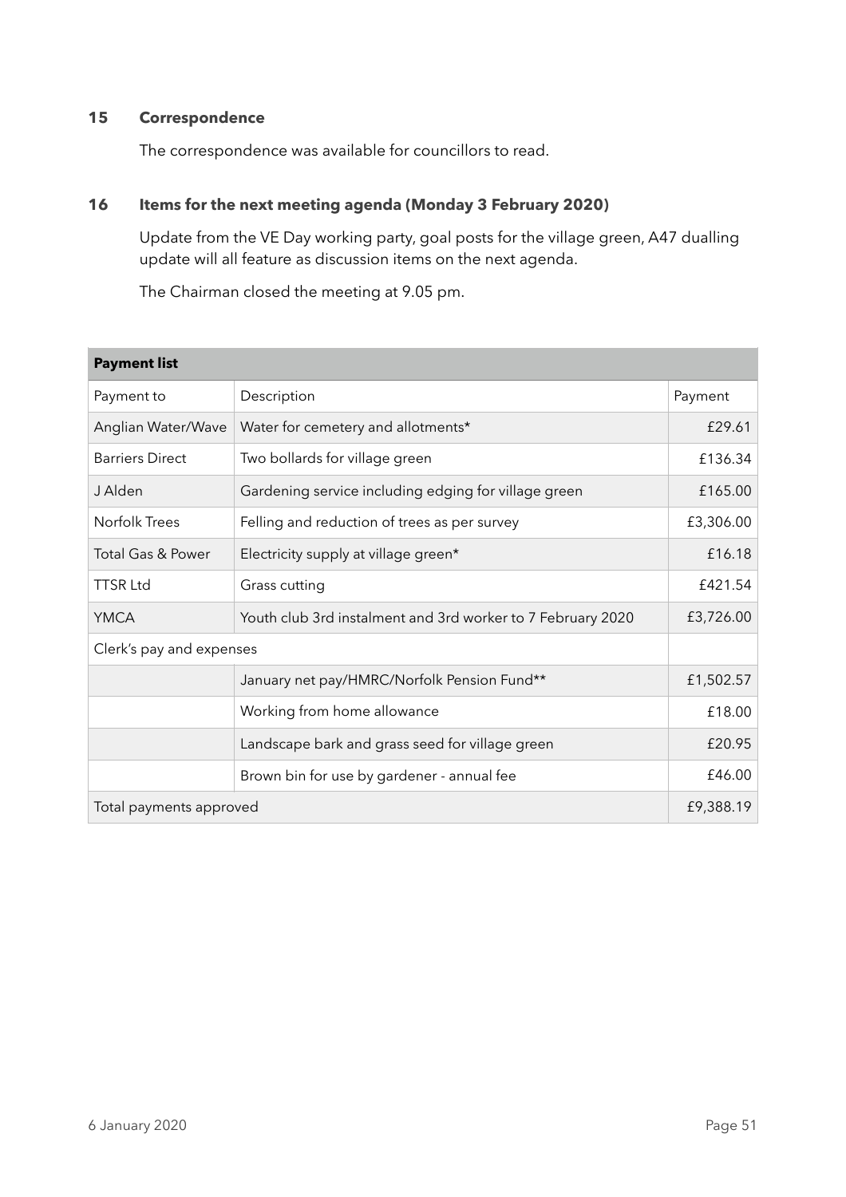## 15 Correspondence

The correspondence was available for councillors to read.

## 16 Items for the next meeting agenda (Monday 3 February 2020)

Update from the VE Day working party, goal posts for the village green, A47 dualling update will all feature as discussion items on the next agenda.

The Chairman closed the meeting at 9.05 pm.

| **Payment list** | | |
|---|---|---|
| Payment to | Description | Payment |
| Anglian Water/Wave | Water for cemetery and allotments* | £29.61 |
| Barriers Direct | Two bollards for village green | £136.34 |
| J Alden | Gardening service including edging for village green | £165.00 |
| Norfolk Trees | Felling and reduction of trees as per survey | £3,306.00 |
| Total Gas & Power | Electricity supply at village green* | £16.18 |
| TTSR Ltd | Grass cutting | £421.54 |
| YMCA | Youth club 3rd instalment and 3rd worker to 7 February 2020 | £3,726.00 |
| Clerk's pay and expenses | | |
| | January net pay/HMRC/Norfolk Pension Fund** | £1,502.57 |
| | Working from home allowance | £18.00 |
| | Landscape bark and grass seed for village green | £20.95 |
| | Brown bin for use by gardener - annual fee | £46.00 |
| Total payments approved | | £9,388.19 |